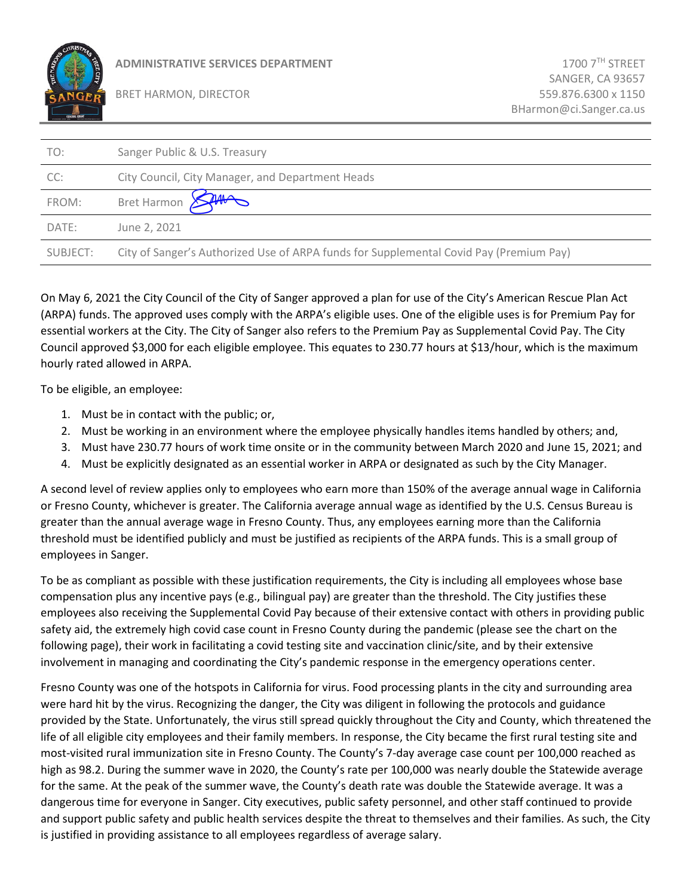**ADMINISTRATIVE SERVICES DEPARTMENT**

BRET HARMON, DIRECTOR

1700 7TH STREET
SANGER, CA 93657
559.876.6300 x 1150
BHarmon@ci.Sanger.ca.us

| | |
|---|---|
| TO: | Sanger Public & U.S. Treasury |
| CC: | City Council, City Manager, and Department Heads |
| FROM: | Bret Harmon |
| DATE: | June 2, 2021 |
| SUBJECT: | City of Sanger's Authorized Use of ARPA funds for Supplemental Covid Pay (Premium Pay) |

On May 6, 2021 the City Council of the City of Sanger approved a plan for use of the City's American Rescue Plan Act (ARPA) funds. The approved uses comply with the ARPA's eligible uses. One of the eligible uses is for Premium Pay for essential workers at the City. The City of Sanger also refers to the Premium Pay as Supplemental Covid Pay. The City Council approved $3,000 for each eligible employee. This equates to 230.77 hours at $13/hour, which is the maximum hourly rated allowed in ARPA.

To be eligible, an employee:

1. Must be in contact with the public; or,
2. Must be working in an environment where the employee physically handles items handled by others; and,
3. Must have 230.77 hours of work time onsite or in the community between March 2020 and June 15, 2021; and
4. Must be explicitly designated as an essential worker in ARPA or designated as such by the City Manager.

A second level of review applies only to employees who earn more than 150% of the average annual wage in California or Fresno County, whichever is greater. The California average annual wage as identified by the U.S. Census Bureau is greater than the annual average wage in Fresno County. Thus, any employees earning more than the California threshold must be identified publicly and must be justified as recipients of the ARPA funds. This is a small group of employees in Sanger.

To be as compliant as possible with these justification requirements, the City is including all employees whose base compensation plus any incentive pays (e.g., bilingual pay) are greater than the threshold. The City justifies these employees also receiving the Supplemental Covid Pay because of their extensive contact with others in providing public safety aid, the extremely high covid case count in Fresno County during the pandemic (please see the chart on the following page), their work in facilitating a covid testing site and vaccination clinic/site, and by their extensive involvement in managing and coordinating the City's pandemic response in the emergency operations center.

Fresno County was one of the hotspots in California for virus. Food processing plants in the city and surrounding area were hard hit by the virus. Recognizing the danger, the City was diligent in following the protocols and guidance provided by the State. Unfortunately, the virus still spread quickly throughout the City and County, which threatened the life of all eligible city employees and their family members. In response, the City became the first rural testing site and most-visited rural immunization site in Fresno County. The County's 7-day average case count per 100,000 reached as high as 98.2. During the summer wave in 2020, the County's rate per 100,000 was nearly double the Statewide average for the same. At the peak of the summer wave, the County's death rate was double the Statewide average. It was a dangerous time for everyone in Sanger. City executives, public safety personnel, and other staff continued to provide and support public safety and public health services despite the threat to themselves and their families. As such, the City is justified in providing assistance to all employees regardless of average salary.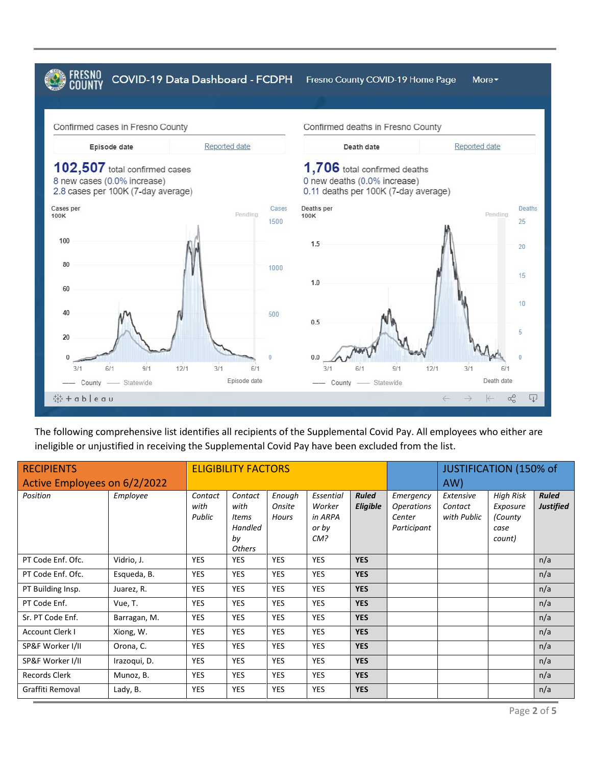**COVID-19 Data Dashboard - FCDPH** | Fresno County COVID-19 Home Page | More

**Confirmed cases in Fresno County**

Episode date | Reported date

**102,507** total confirmed cases
8 new cases (0.0% increase)
2.8 cases per 100K (7-day average)

**Confirmed deaths in Fresno County**

Death date | Reported date

**1,706** total confirmed deaths
0 new deaths (0.0% increase)
0.11 deaths per 100K (7-day average)

The following comprehensive list identifies all recipients of the Supplemental Covid Pay. All employees who either are ineligible or unjustified in receiving the Supplemental Covid Pay have been excluded from the list.

| RECIPIENTS Active Employees on 6/2/2022 | | ELIGIBILITY FACTORS | | | | | | JUSTIFICATION (150% of AW) | | |
|---|---|---|---|---|---|---|---|---|---|---|
| *Position* | *Employee* | *Contact with Public* | *Contact with Items Handled by Others* | *Enough Onsite Hours* | *Essential Worker in ARPA or by CM?* | ***Ruled Eligible*** | *Emergency Operations Center Participant* | *Extensive Contact with Public* | *High Risk Exposure (County case count)* | ***Ruled Justified*** |
| PT Code Enf. Ofc. | Vidrio, J. | YES | YES | YES | YES | **YES** | | | | n/a |
| PT Code Enf. Ofc. | Esqueda, B. | YES | YES | YES | YES | **YES** | | | | n/a |
| PT Building Insp. | Juarez, R. | YES | YES | YES | YES | **YES** | | | | n/a |
| PT Code Enf. | Vue, T. | YES | YES | YES | YES | **YES** | | | | n/a |
| Sr. PT Code Enf. | Barragan, M. | YES | YES | YES | YES | **YES** | | | | n/a |
| Account Clerk I | Xiong, W. | YES | YES | YES | YES | **YES** | | | | n/a |
| SP&F Worker I/II | Orona, C. | YES | YES | YES | YES | **YES** | | | | n/a |
| SP&F Worker I/II | Irazoqui, D. | YES | YES | YES | YES | **YES** | | | | n/a |
| Records Clerk | Munoz, B. | YES | YES | YES | YES | **YES** | | | | n/a |
| Graffiti Removal | Lady, B. | YES | YES | YES | YES | **YES** | | | | n/a |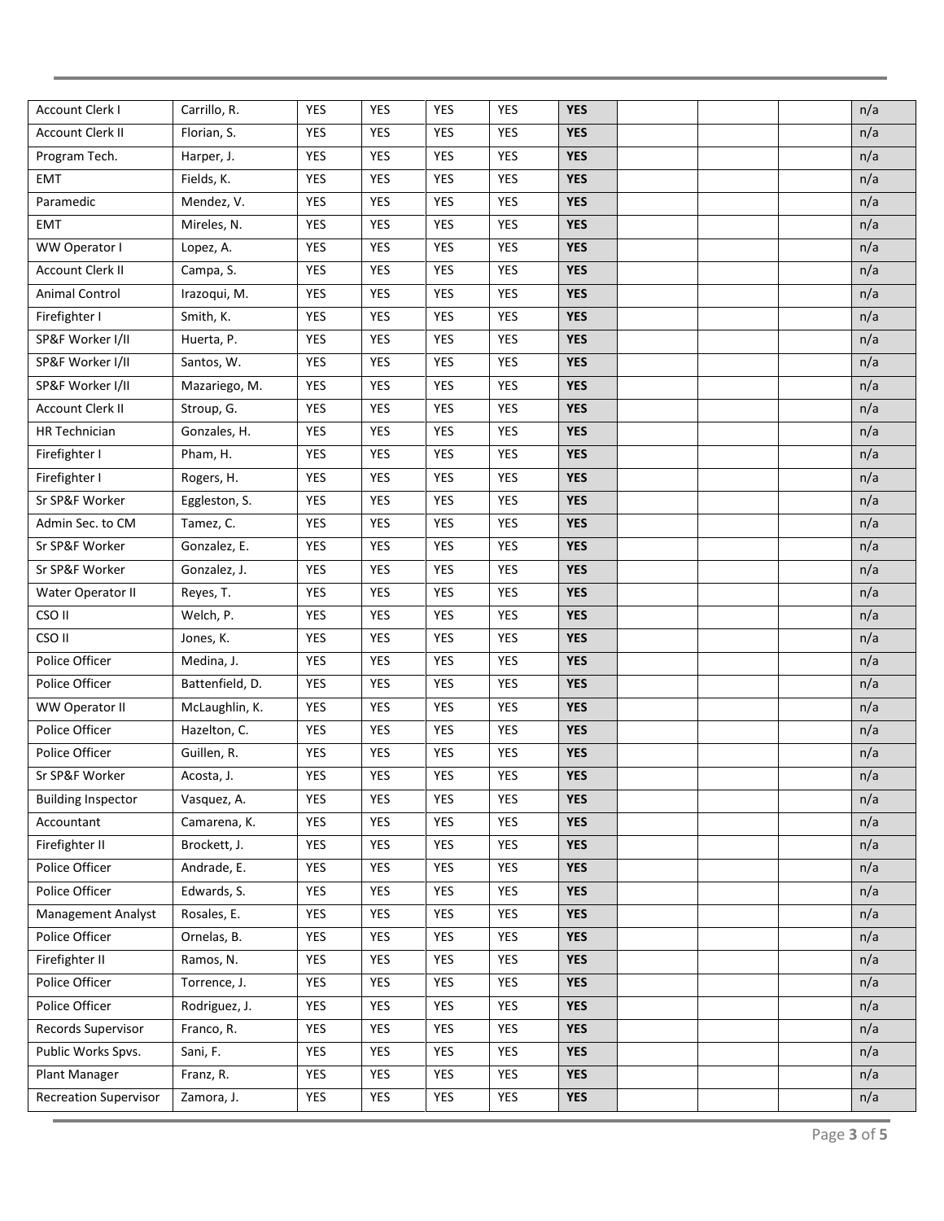| | | | | | | | | | | |
|---|---|---|---|---|---|---|---|---|---|---|
| Account Clerk I | Carrillo, R. | YES | YES | YES | YES | **YES** | | | | n/a |
| Account Clerk II | Florian, S. | YES | YES | YES | YES | **YES** | | | | n/a |
| Program Tech. | Harper, J. | YES | YES | YES | YES | **YES** | | | | n/a |
| EMT | Fields, K. | YES | YES | YES | YES | **YES** | | | | n/a |
| Paramedic | Mendez, V. | YES | YES | YES | YES | **YES** | | | | n/a |
| EMT | Mireles, N. | YES | YES | YES | YES | **YES** | | | | n/a |
| WW Operator I | Lopez, A. | YES | YES | YES | YES | **YES** | | | | n/a |
| Account Clerk II | Campa, S. | YES | YES | YES | YES | **YES** | | | | n/a |
| Animal Control | Irazoqui, M. | YES | YES | YES | YES | **YES** | | | | n/a |
| Firefighter I | Smith, K. | YES | YES | YES | YES | **YES** | | | | n/a |
| SP&F Worker I/II | Huerta, P. | YES | YES | YES | YES | **YES** | | | | n/a |
| SP&F Worker I/II | Santos, W. | YES | YES | YES | YES | **YES** | | | | n/a |
| SP&F Worker I/II | Mazariego, M. | YES | YES | YES | YES | **YES** | | | | n/a |
| Account Clerk II | Stroup, G. | YES | YES | YES | YES | **YES** | | | | n/a |
| HR Technician | Gonzales, H. | YES | YES | YES | YES | **YES** | | | | n/a |
| Firefighter I | Pham, H. | YES | YES | YES | YES | **YES** | | | | n/a |
| Firefighter I | Rogers, H. | YES | YES | YES | YES | **YES** | | | | n/a |
| Sr SP&F Worker | Eggleston, S. | YES | YES | YES | YES | **YES** | | | | n/a |
| Admin Sec. to CM | Tamez, C. | YES | YES | YES | YES | **YES** | | | | n/a |
| Sr SP&F Worker | Gonzalez, E. | YES | YES | YES | YES | **YES** | | | | n/a |
| Sr SP&F Worker | Gonzalez, J. | YES | YES | YES | YES | **YES** | | | | n/a |
| Water Operator II | Reyes, T. | YES | YES | YES | YES | **YES** | | | | n/a |
| CSO II | Welch, P. | YES | YES | YES | YES | **YES** | | | | n/a |
| CSO II | Jones, K. | YES | YES | YES | YES | **YES** | | | | n/a |
| Police Officer | Medina, J. | YES | YES | YES | YES | **YES** | | | | n/a |
| Police Officer | Battenfield, D. | YES | YES | YES | YES | **YES** | | | | n/a |
| WW Operator II | McLaughlin, K. | YES | YES | YES | YES | **YES** | | | | n/a |
| Police Officer | Hazelton, C. | YES | YES | YES | YES | **YES** | | | | n/a |
| Police Officer | Guillen, R. | YES | YES | YES | YES | **YES** | | | | n/a |
| Sr SP&F Worker | Acosta, J. | YES | YES | YES | YES | **YES** | | | | n/a |
| Building Inspector | Vasquez, A. | YES | YES | YES | YES | **YES** | | | | n/a |
| Accountant | Camarena, K. | YES | YES | YES | YES | **YES** | | | | n/a |
| Firefighter II | Brockett, J. | YES | YES | YES | YES | **YES** | | | | n/a |
| Police Officer | Andrade, E. | YES | YES | YES | YES | **YES** | | | | n/a |
| Police Officer | Edwards, S. | YES | YES | YES | YES | **YES** | | | | n/a |
| Management Analyst | Rosales, E. | YES | YES | YES | YES | **YES** | | | | n/a |
| Police Officer | Ornelas, B. | YES | YES | YES | YES | **YES** | | | | n/a |
| Firefighter II | Ramos, N. | YES | YES | YES | YES | **YES** | | | | n/a |
| Police Officer | Torrence, J. | YES | YES | YES | YES | **YES** | | | | n/a |
| Police Officer | Rodriguez, J. | YES | YES | YES | YES | **YES** | | | | n/a |
| Records Supervisor | Franco, R. | YES | YES | YES | YES | **YES** | | | | n/a |
| Public Works Spvs. | Sani, F. | YES | YES | YES | YES | **YES** | | | | n/a |
| Plant Manager | Franz, R. | YES | YES | YES | YES | **YES** | | | | n/a |
| Recreation Supervisor | Zamora, J. | YES | YES | YES | YES | **YES** | | | | n/a |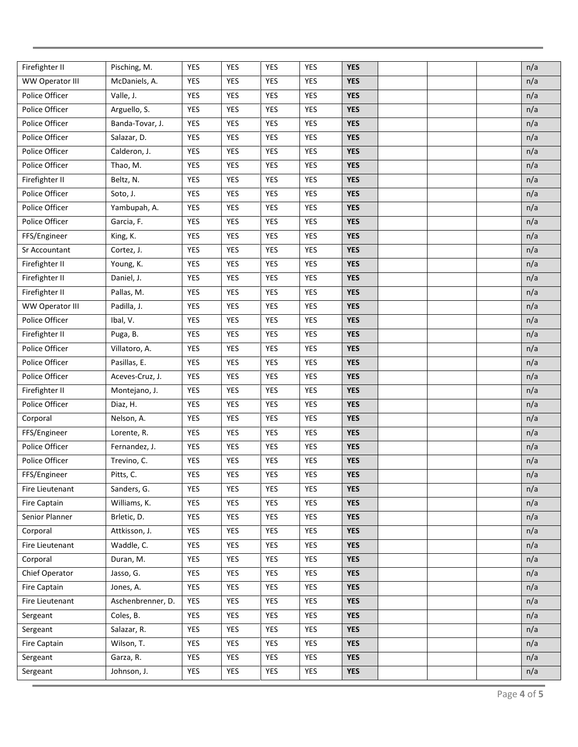| | | | | | | | | | | |
|---|---|---|---|---|---|---|---|---|---|---|
| Firefighter II | Pisching, M. | YES | YES | YES | YES | **YES** | | | | n/a |
| WW Operator III | McDaniels, A. | YES | YES | YES | YES | **YES** | | | | n/a |
| Police Officer | Valle, J. | YES | YES | YES | YES | **YES** | | | | n/a |
| Police Officer | Arguello, S. | YES | YES | YES | YES | **YES** | | | | n/a |
| Police Officer | Banda-Tovar, J. | YES | YES | YES | YES | **YES** | | | | n/a |
| Police Officer | Salazar, D. | YES | YES | YES | YES | **YES** | | | | n/a |
| Police Officer | Calderon, J. | YES | YES | YES | YES | **YES** | | | | n/a |
| Police Officer | Thao, M. | YES | YES | YES | YES | **YES** | | | | n/a |
| Firefighter II | Beltz, N. | YES | YES | YES | YES | **YES** | | | | n/a |
| Police Officer | Soto, J. | YES | YES | YES | YES | **YES** | | | | n/a |
| Police Officer | Yambupah, A. | YES | YES | YES | YES | **YES** | | | | n/a |
| Police Officer | Garcia, F. | YES | YES | YES | YES | **YES** | | | | n/a |
| FFS/Engineer | King, K. | YES | YES | YES | YES | **YES** | | | | n/a |
| Sr Accountant | Cortez, J. | YES | YES | YES | YES | **YES** | | | | n/a |
| Firefighter II | Young, K. | YES | YES | YES | YES | **YES** | | | | n/a |
| Firefighter II | Daniel, J. | YES | YES | YES | YES | **YES** | | | | n/a |
| Firefighter II | Pallas, M. | YES | YES | YES | YES | **YES** | | | | n/a |
| WW Operator III | Padilla, J. | YES | YES | YES | YES | **YES** | | | | n/a |
| Police Officer | Ibal, V. | YES | YES | YES | YES | **YES** | | | | n/a |
| Firefighter II | Puga, B. | YES | YES | YES | YES | **YES** | | | | n/a |
| Police Officer | Villatoro, A. | YES | YES | YES | YES | **YES** | | | | n/a |
| Police Officer | Pasillas, E. | YES | YES | YES | YES | **YES** | | | | n/a |
| Police Officer | Aceves-Cruz, J. | YES | YES | YES | YES | **YES** | | | | n/a |
| Firefighter II | Montejano, J. | YES | YES | YES | YES | **YES** | | | | n/a |
| Police Officer | Diaz, H. | YES | YES | YES | YES | **YES** | | | | n/a |
| Corporal | Nelson, A. | YES | YES | YES | YES | **YES** | | | | n/a |
| FFS/Engineer | Lorente, R. | YES | YES | YES | YES | **YES** | | | | n/a |
| Police Officer | Fernandez, J. | YES | YES | YES | YES | **YES** | | | | n/a |
| Police Officer | Trevino, C. | YES | YES | YES | YES | **YES** | | | | n/a |
| FFS/Engineer | Pitts, C. | YES | YES | YES | YES | **YES** | | | | n/a |
| Fire Lieutenant | Sanders, G. | YES | YES | YES | YES | **YES** | | | | n/a |
| Fire Captain | Williams, K. | YES | YES | YES | YES | **YES** | | | | n/a |
| Senior Planner | Brletic, D. | YES | YES | YES | YES | **YES** | | | | n/a |
| Corporal | Attkisson, J. | YES | YES | YES | YES | **YES** | | | | n/a |
| Fire Lieutenant | Waddle, C. | YES | YES | YES | YES | **YES** | | | | n/a |
| Corporal | Duran, M. | YES | YES | YES | YES | **YES** | | | | n/a |
| Chief Operator | Jasso, G. | YES | YES | YES | YES | **YES** | | | | n/a |
| Fire Captain | Jones, A. | YES | YES | YES | YES | **YES** | | | | n/a |
| Fire Lieutenant | Aschenbrenner, D. | YES | YES | YES | YES | **YES** | | | | n/a |
| Sergeant | Coles, B. | YES | YES | YES | YES | **YES** | | | | n/a |
| Sergeant | Salazar, R. | YES | YES | YES | YES | **YES** | | | | n/a |
| Fire Captain | Wilson, T. | YES | YES | YES | YES | **YES** | | | | n/a |
| Sergeant | Garza, R. | YES | YES | YES | YES | **YES** | | | | n/a |
| Sergeant | Johnson, J. | YES | YES | YES | YES | **YES** | | | | n/a |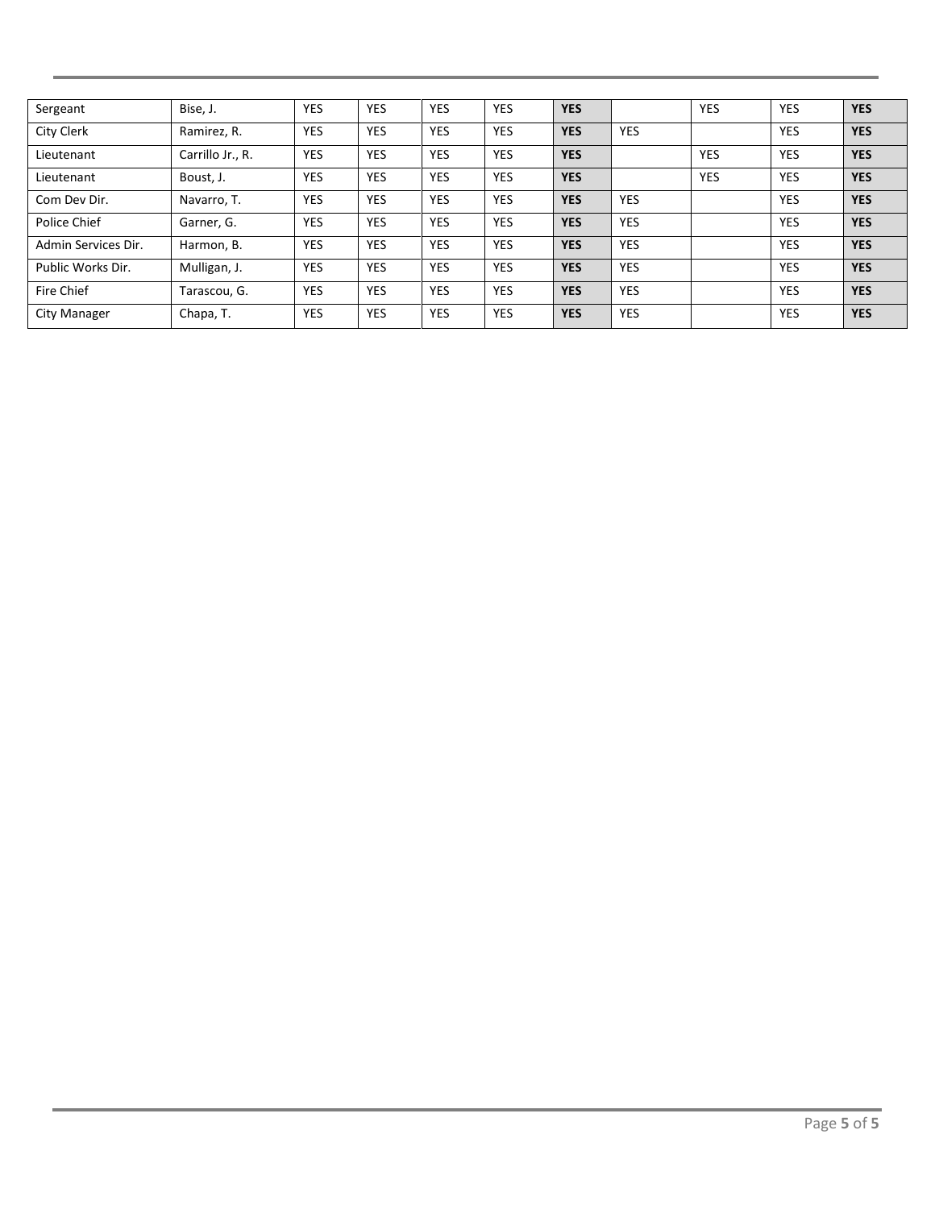| | | | | | | | | | | |
|---|---|---|---|---|---|---|---|---|---|---|
| Sergeant | Bise, J. | YES | YES | YES | YES | **YES** | | YES | YES | **YES** |
| City Clerk | Ramirez, R. | YES | YES | YES | YES | **YES** | YES | | YES | **YES** |
| Lieutenant | Carrillo Jr., R. | YES | YES | YES | YES | **YES** | | YES | YES | **YES** |
| Lieutenant | Boust, J. | YES | YES | YES | YES | **YES** | | YES | YES | **YES** |
| Com Dev Dir. | Navarro, T. | YES | YES | YES | YES | **YES** | YES | | YES | **YES** |
| Police Chief | Garner, G. | YES | YES | YES | YES | **YES** | YES | | YES | **YES** |
| Admin Services Dir. | Harmon, B. | YES | YES | YES | YES | **YES** | YES | | YES | **YES** |
| Public Works Dir. | Mulligan, J. | YES | YES | YES | YES | **YES** | YES | | YES | **YES** |
| Fire Chief | Tarascou, G. | YES | YES | YES | YES | **YES** | YES | | YES | **YES** |
| City Manager | Chapa, T. | YES | YES | YES | YES | **YES** | YES | | YES | **YES** |